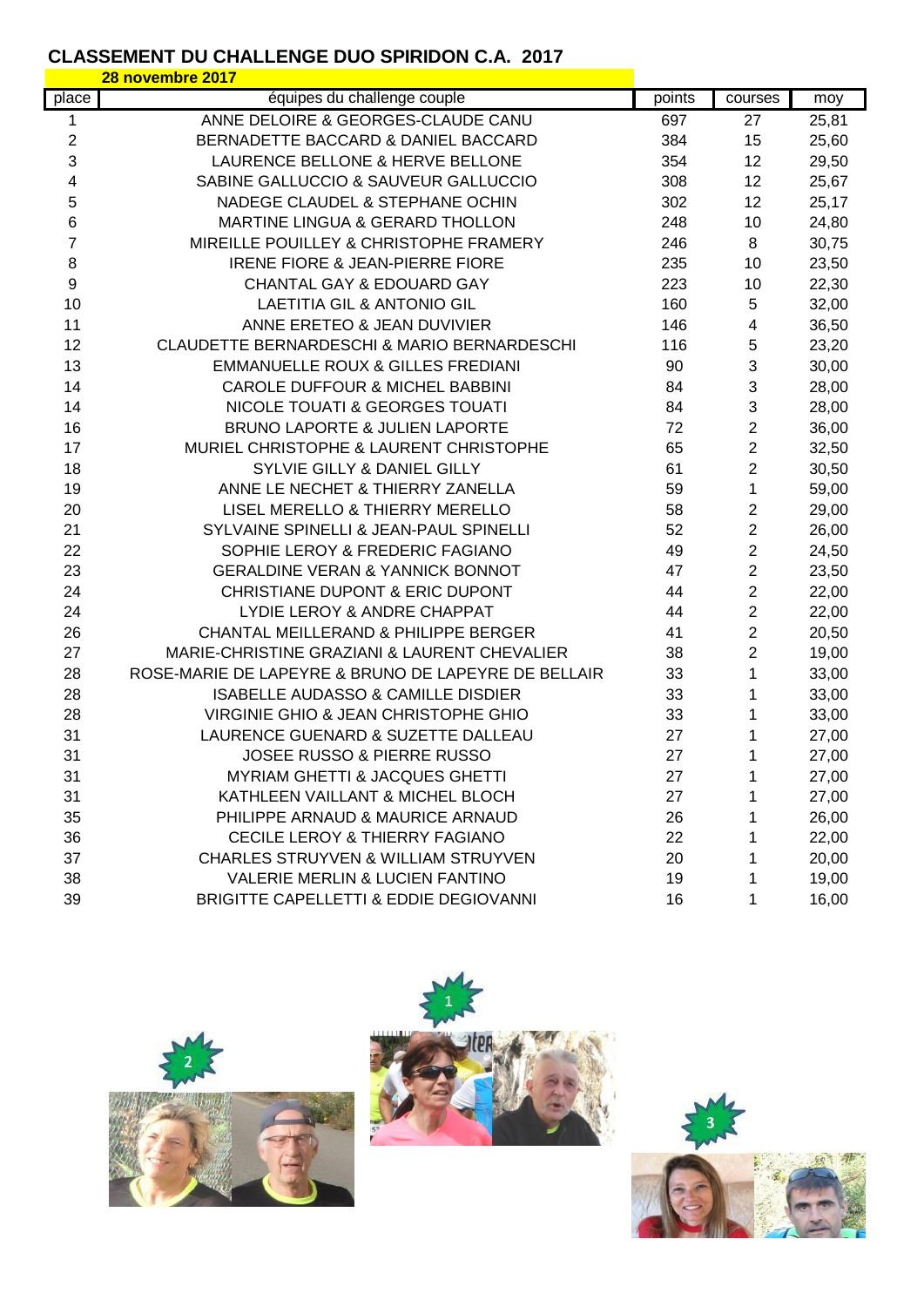# CLASSEMENT DU CHALLENGE DUO SPIRIDON C.A. 2017

**28 novembre 2017**

| place | équipes du challenge couple | points | courses | moy |
|---|---|---|---|---|
| 1 | ANNE DELOIRE & GEORGES-CLAUDE CANU | 697 | 27 | 25,81 |
| 2 | BERNADETTE BACCARD & DANIEL BACCARD | 384 | 15 | 25,60 |
| 3 | LAURENCE BELLONE & HERVE BELLONE | 354 | 12 | 29,50 |
| 4 | SABINE GALLUCCIO & SAUVEUR GALLUCCIO | 308 | 12 | 25,67 |
| 5 | NADEGE CLAUDEL & STEPHANE OCHIN | 302 | 12 | 25,17 |
| 6 | MARTINE LINGUA & GERARD THOLLON | 248 | 10 | 24,80 |
| 7 | MIREILLE POUILLEY & CHRISTOPHE FRAMERY | 246 | 8 | 30,75 |
| 8 | IRENE FIORE & JEAN-PIERRE FIORE | 235 | 10 | 23,50 |
| 9 | CHANTAL GAY & EDOUARD GAY | 223 | 10 | 22,30 |
| 10 | LAETITIA GIL & ANTONIO GIL | 160 | 5 | 32,00 |
| 11 | ANNE ERETEO & JEAN DUVIVIER | 146 | 4 | 36,50 |
| 12 | CLAUDETTE BERNARDESCHI & MARIO BERNARDESCHI | 116 | 5 | 23,20 |
| 13 | EMMANUELLE ROUX & GILLES FREDIANI | 90 | 3 | 30,00 |
| 14 | CAROLE DUFFOUR & MICHEL BABBINI | 84 | 3 | 28,00 |
| 14 | NICOLE TOUATI & GEORGES TOUATI | 84 | 3 | 28,00 |
| 16 | BRUNO LAPORTE & JULIEN LAPORTE | 72 | 2 | 36,00 |
| 17 | MURIEL CHRISTOPHE & LAURENT CHRISTOPHE | 65 | 2 | 32,50 |
| 18 | SYLVIE GILLY & DANIEL GILLY | 61 | 2 | 30,50 |
| 19 | ANNE LE NECHET & THIERRY ZANELLA | 59 | 1 | 59,00 |
| 20 | LISEL MERELLO & THIERRY MERELLO | 58 | 2 | 29,00 |
| 21 | SYLVAINE SPINELLI & JEAN-PAUL SPINELLI | 52 | 2 | 26,00 |
| 22 | SOPHIE LEROY & FREDERIC FAGIANO | 49 | 2 | 24,50 |
| 23 | GERALDINE VERAN & YANNICK BONNOT | 47 | 2 | 23,50 |
| 24 | CHRISTIANE DUPONT & ERIC DUPONT | 44 | 2 | 22,00 |
| 24 | LYDIE LEROY & ANDRE CHAPPAT | 44 | 2 | 22,00 |
| 26 | CHANTAL MEILLERAND & PHILIPPE BERGER | 41 | 2 | 20,50 |
| 27 | MARIE-CHRISTINE GRAZIANI & LAURENT CHEVALIER | 38 | 2 | 19,00 |
| 28 | ROSE-MARIE DE LAPEYRE & BRUNO DE LAPEYRE DE BELLAIR | 33 | 1 | 33,00 |
| 28 | ISABELLE AUDASSO & CAMILLE DISDIER | 33 | 1 | 33,00 |
| 28 | VIRGINIE GHIO & JEAN CHRISTOPHE GHIO | 33 | 1 | 33,00 |
| 31 | LAURENCE GUENARD & SUZETTE DALLEAU | 27 | 1 | 27,00 |
| 31 | JOSEE RUSSO & PIERRE RUSSO | 27 | 1 | 27,00 |
| 31 | MYRIAM GHETTI & JACQUES GHETTI | 27 | 1 | 27,00 |
| 31 | KATHLEEN VAILLANT & MICHEL BLOCH | 27 | 1 | 27,00 |
| 35 | PHILIPPE ARNAUD & MAURICE ARNAUD | 26 | 1 | 26,00 |
| 36 | CECILE LEROY & THIERRY FAGIANO | 22 | 1 | 22,00 |
| 37 | CHARLES STRUYVEN & WILLIAM STRUYVEN | 20 | 1 | 20,00 |
| 38 | VALERIE MERLIN & LUCIEN FANTINO | 19 | 1 | 19,00 |
| 39 | BRIGITTE CAPELLETTI & EDDIE DEGIOVANNI | 16 | 1 | 16,00 |